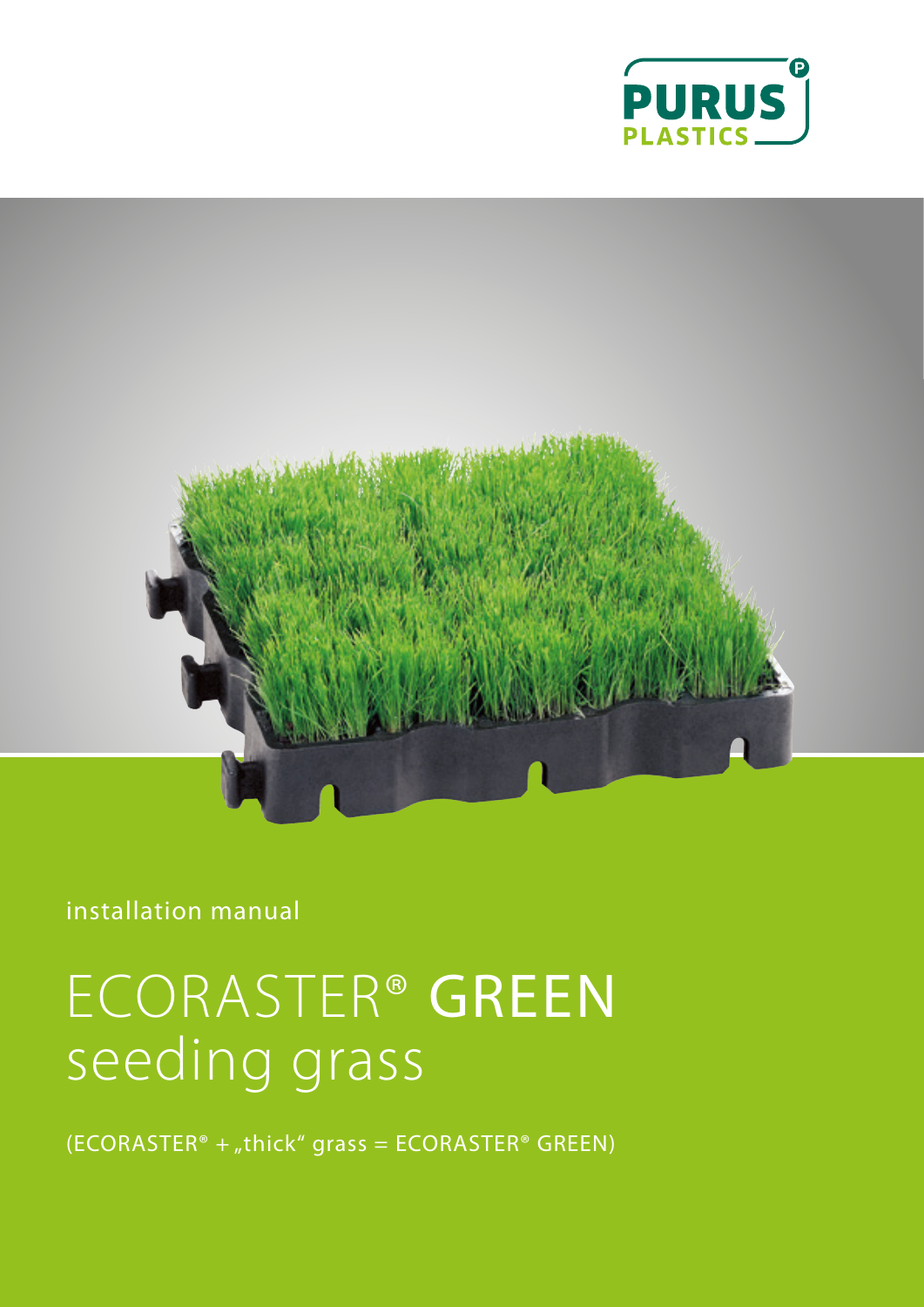PURUS PLASTICS

installation manual

# ECORASTER® GREEN seeding grass

(ECORASTER® + „thick“ grass = ECORASTER® GREEN)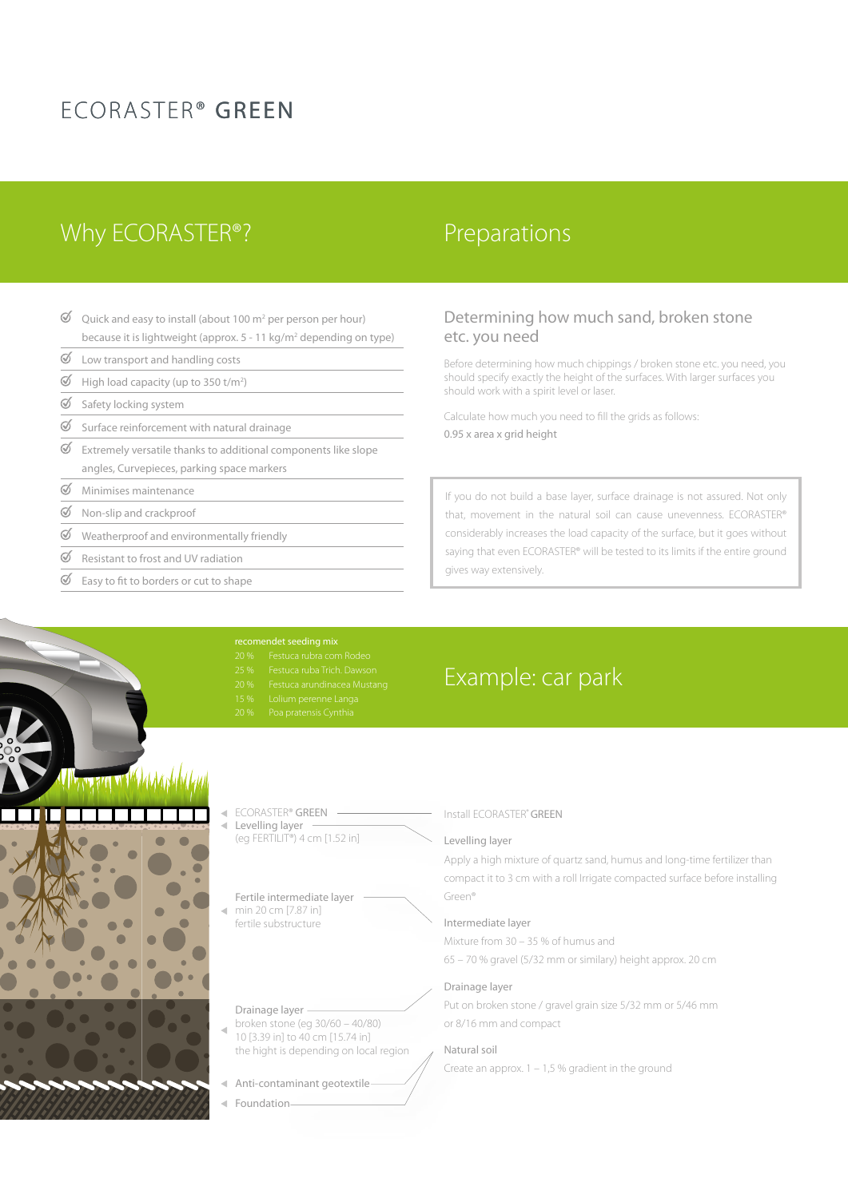# ECORASTER® GREEN

## Why ECORASTER®?

- Quick and easy to install (about 100 m² per person per hour) because it is lightweight (approx. 5 - 11 kg/m² depending on type)
- Low transport and handling costs
- High load capacity (up to 350 t/m²)
- Safety locking system
- Surface reinforcement with natural drainage
- Extremely versatile thanks to additional components like slope angles, Curvepieces, parking space markers
- Minimises maintenance
- Non-slip and crackproof
- Weatherproof and environmentally friendly
- Resistant to frost and UV radiation
- Easy to fit to borders or cut to shape

## Preparations

### Determining how much sand, broken stone etc. you need

Before determining how much chippings / broken stone etc. you need, you should specify exactly the height of the surfaces. With larger surfaces you should work with a spirit level or laser.

Calculate how much you need to fill the grids as follows:

0.95 x area x grid height

> If you do not build a base layer, surface drainage is not assured. Not only that, movement in the natural soil can cause unevenness. ECORASTER® considerably increases the load capacity of the surface, but it goes without saying that even ECORASTER® will be tested to its limits if the entire ground gives way extensively.

recomendet seeding mix

| | |
|---|---|
| 20 % | Festuca rubra com Rodeo |
| 25 % | Festuca ruba Trich. Dawson |
| 20 % | Festuca arundinacea Mustang |
| 15 % | Lolium perenne Langa |
| 20 % | Poa pratensis Cynthia |

## Example: car park

- ECORASTER® GREEN
- Levelling layer (eg FERTILIT®) 4 cm [1.52 in]
- Fertile intermediate layer min 20 cm [7.87 in] fertile substructure
- Drainage layer broken stone (eg 30/60 – 40/80) 10 [3.39 in] to 40 cm [15.74 in] the hight is depending on local region
- Anti-contaminant geotextile
- Foundation

Install ECORASTER® GREEN

**Levelling layer**

Apply a high mixture of quartz sand, humus and long-time fertilizer than compact it to 3 cm with a roll Irrigate compacted surface before installing Green®

**Intermediate layer**

Mixture from 30 – 35 % of humus and 65 – 70 % gravel (5/32 mm or similary) height approx. 20 cm

**Drainage layer**

Put on broken stone / gravel grain size 5/32 mm or 5/46 mm or 8/16 mm and compact

**Natural soil**

Create an approx. 1 – 1,5 % gradient in the ground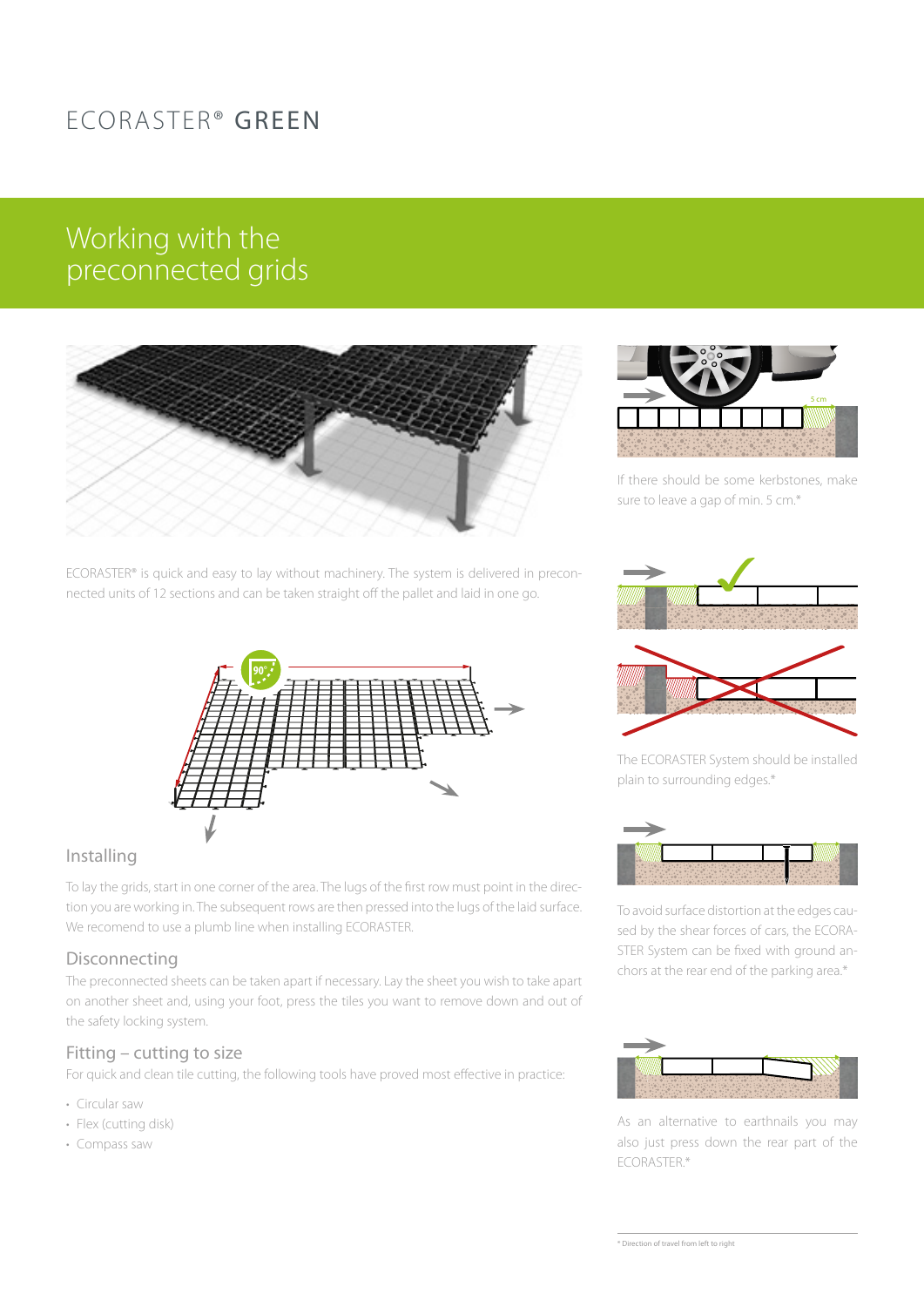# ECORASTER® GREEN

## Working with the preconnected grids

ECORASTER® is quick and easy to lay without machinery. The system is delivered in preconnected units of 12 sections and can be taken straight off the pallet and laid in one go.

### Installing

To lay the grids, start in one corner of the area. The lugs of the first row must point in the direction you are working in. The subsequent rows are then pressed into the lugs of the laid surface. We recomend to use a plumb line when installing ECORASTER.

### Disconnecting

The preconnected sheets can be taken apart if necessary. Lay the sheet you wish to take apart on another sheet and, using your foot, press the tiles you want to remove down and out of the safety locking system.

### Fitting – cutting to size

For quick and clean tile cutting, the following tools have proved most effective in practice:

- Circular saw
- Flex (cutting disk)
- Compass saw

If there should be some kerbstones, make sure to leave a gap of min. 5 cm.*

The ECORASTER System should be installed plain to surrounding edges.*

To avoid surface distortion at the edges caused by the shear forces of cars, the ECORASTER System can be fixed with ground anchors at the rear end of the parking area.*

As an alternative to earthnails you may also just press down the rear part of the ECORASTER.*

* Direction of travel from left to right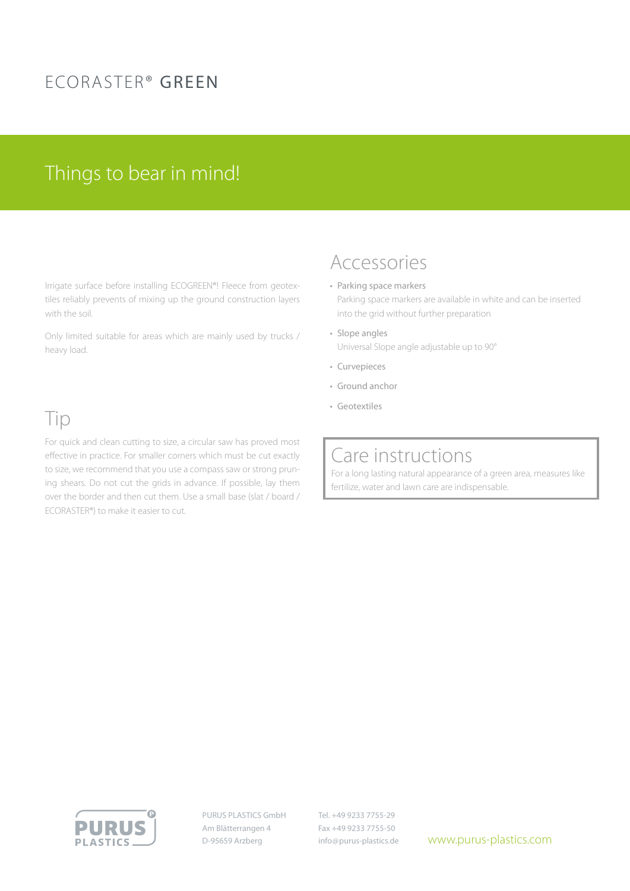# ECORASTER® GREEN

## Things to bear in mind!

Irrigate surface before installing ECOGREEN®! Fleece from geotextiles reliably prevents of mixing up the ground construction layers with the soil.

Only limited suitable for areas which are mainly used by trucks / heavy load.

## Tip

For quick and clean cutting to size, a circular saw has proved most effective in practice. For smaller corners which must be cut exactly to size, we recommend that you use a compass saw or strong pruning shears. Do not cut the grids in advance. If possible, lay them over the border and then cut them. Use a small base (slat / board / ECORASTER®) to make it easier to cut.

## Accessories

- Parking space markers
  Parking space markers are available in white and can be inserted into the grid without further preparation
- Slope angles
  Universal Slope angle adjustable up to 90°
- Curvepieces
- Ground anchor
- Geotextiles

## Care instructions

For a long lasting natural appearance of a green area, measures like fertilize, water and lawn care are indispensable.

PURUS PLASTICS GmbH
Am Blätterrangen 4
D-95659 Arzberg

Tel. +49 9233 7755-29
Fax +49 9233 7755-50
info@purus-plastics.de

www.purus-plastics.com